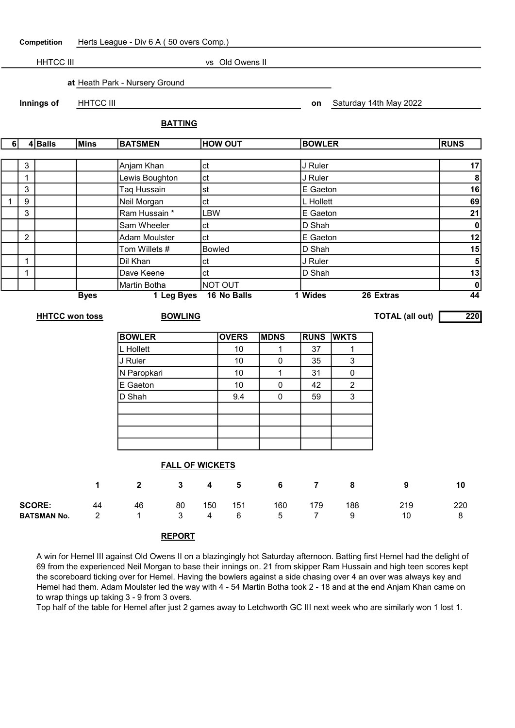**Competition** Herts League - Div 6 A ( 50 overs Comp.)

HHTCC III vs Old Owens II

**at** Heath Park - Nursery Ground

**Innings of** HHTCC III **on** Saturday 14th May 2022

## BATTING

| 6 | 4 | Balls | Mins | BATSMEN | HOW OUT | BOWLER | RUNS |
|---|---|---|---|---|---|---|---|
| | 3 | | | Anjam Khan | ct | J Ruler | 17 |
| | 1 | | | Lewis Boughton | ct | J Ruler | 8 |
| | 3 | | | Taq Hussain | st | E Gaeton | 16 |
| 1 | 9 | | | Neil Morgan | ct | L Hollett | 69 |
| | 3 | | | Ram Hussain * | LBW | E Gaeton | 21 |
| | | | | Sam Wheeler | ct | D Shah | 0 |
| | 2 | | | Adam Moulster | ct | E Gaeton | 12 |
| | | | | Tom Willets # | Bowled | D Shah | 15 |
| | 1 | | | Dil Khan | ct | J Ruler | 5 |
| | 1 | | | Dave Keene | ct | D Shah | 13 |
| | | | | Martin Botha | NOT OUT | | 0 |

Byes 1 Leg Byes 16 No Balls 1 Wides 26 Extras 44

**HHTCC won toss**

**TOTAL (all out)** 220

## BOWLING

| BOWLER | OVERS | MDNS | RUNS | WKTS |
|---|---|---|---|---|
| L Hollett | 10 | 1 | 37 | 1 |
| J Ruler | 10 | 0 | 35 | 3 |
| N Paropkari | 10 | 1 | 31 | 0 |
| E Gaeton | 10 | 0 | 42 | 2 |
| D Shah | 9.4 | 0 | 59 | 3 |

## FALL OF WICKETS

| | 1 | 2 | 3 | 4 | 5 | 6 | 7 | 8 | 9 | 10 |
|---|---|---|---|---|---|---|---|---|---|---|
| **SCORE:** | 44 | 46 | 80 | 150 | 151 | 160 | 179 | 188 | 219 | 220 |
| **BATSMAN No.** | 2 | 1 | 3 | 4 | 6 | 5 | 7 | 9 | 10 | 8 |

## REPORT

A win for Hemel III against Old Owens II on a blazingingly hot Saturday afternoon. Batting first Hemel had the delight of 69 from the experienced Neil Morgan to base their innings on. 21 from skipper Ram Hussain and high teen scores kept the scoreboard ticking over for Hemel. Having the bowlers against a side chasing over 4 an over was always key and Hemel had them. Adam Moulster led the way with 4 - 54 Martin Botha took 2 - 18 and at the end Anjam Khan came on to wrap things up taking 3 - 9 from 3 overs.

Top half of the table for Hemel after just 2 games away to Letchworth GC III next week who are similarly won 1 lost 1.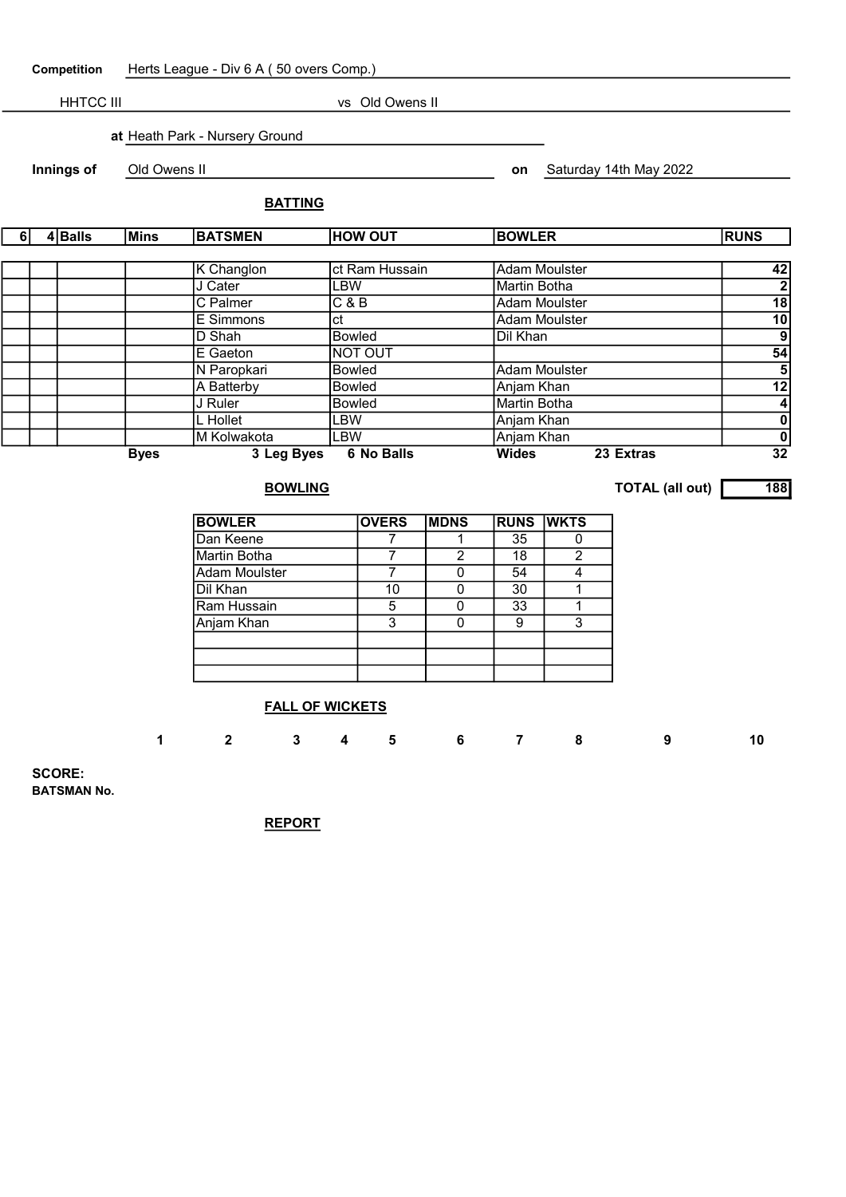**Competition** Herts League - Div 6 A ( 50 overs Comp.)

HHTCC III vs Old Owens II

**at** Heath Park - Nursery Ground

**Innings of** Old Owens II **on** Saturday 14th May 2022

**BATTING**

| 6 | 4 | Balls | Mins | BATSMEN | HOW OUT | BOWLER | RUNS |
|---|---|---|---|---|---|---|---|
| | | | | K Changlon | ct Ram Hussain | Adam Moulster | 42 |
| | | | | J Cater | LBW | Martin Botha | 2 |
| | | | | C Palmer | C & B | Adam Moulster | 18 |
| | | | | E Simmons | ct | Adam Moulster | 10 |
| | | | | D Shah | Bowled | Dil Khan | 9 |
| | | | | E Gaeton | NOT OUT | | 54 |
| | | | | N Paropkari | Bowled | Adam Moulster | 5 |
| | | | | A Batterby | Bowled | Anjam Khan | 12 |
| | | | | J Ruler | Bowled | Martin Botha | 4 |
| | | | | L Hollet | LBW | Anjam Khan | 0 |
| | | | | M Kolwakota | LBW | Anjam Khan | 0 |

**Byes** 3 **Leg Byes** 6 **No Balls** **Wides** 23 **Extras** 32

**TOTAL (all out)** 188

**BOWLING**

| BOWLER | OVERS | MDNS | RUNS | WKTS |
|---|---|---|---|---|
| Dan Keene | 7 | 1 | 35 | 0 |
| Martin Botha | 7 | 2 | 18 | 2 |
| Adam Moulster | 7 | 0 | 54 | 4 |
| Dil Khan | 10 | 0 | 30 | 1 |
| Ram Hussain | 5 | 0 | 33 | 1 |
| Anjam Khan | 3 | 0 | 9 | 3 |
| | | | | |
| | | | | |
| | | | | |

**FALL OF WICKETS**

| | 1 | 2 | 3 | 4 | 5 | 6 | 7 | 8 | 9 | 10 |
|---|---|---|---|---|---|---|---|---|---|---|
| **SCORE:** | | | | | | | | | | |
| **BATSMAN No.** | | | | | | | | | | |

**REPORT**